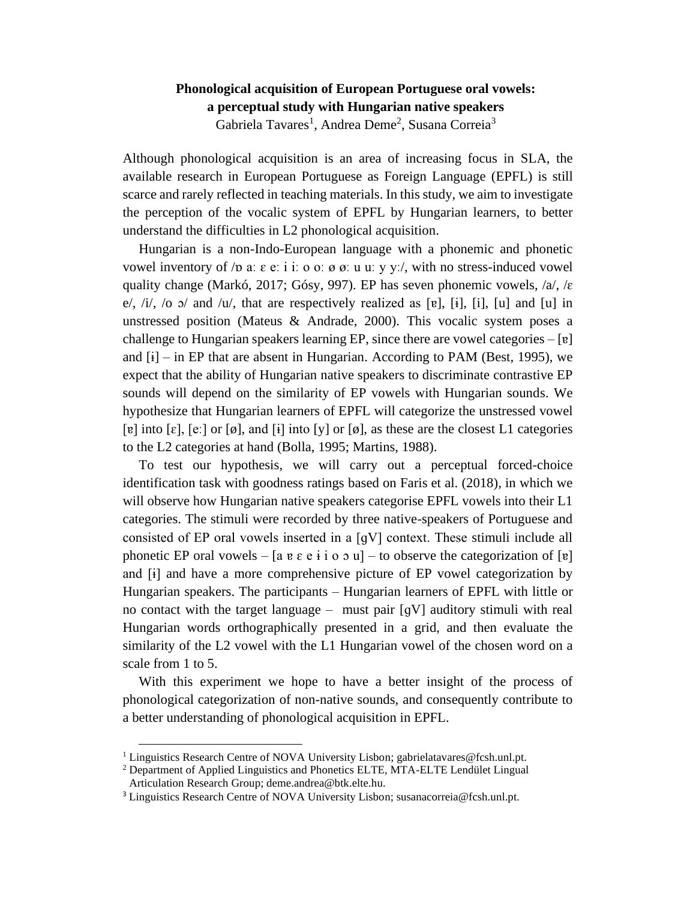**Phonological acquisition of European Portuguese oral vowels: a perceptual study with Hungarian native speakers**

Gabriela Tavares[1], Andrea Deme[2], Susana Correia[3]

Although phonological acquisition is an area of increasing focus in SLA, the available research in European Portuguese as Foreign Language (EPFL) is still scarce and rarely reflected in teaching materials. In this study, we aim to investigate the perception of the vocalic system of EPFL by Hungarian learners, to better understand the difficulties in L2 phonological acquisition.

Hungarian is a non-Indo-European language with a phonemic and phonetic vowel inventory of /ɒ aː ɛ eː i iː o oː ø øː u uː y yː/, with no stress-induced vowel quality change (Markó, 2017; Gósy, 997). EP has seven phonemic vowels, /a/, /ɛ e/, /i/, /o ɔ/ and /u/, that are respectively realized as [ɐ], [ɨ], [i], [u] and [u] in unstressed position (Mateus & Andrade, 2000). This vocalic system poses a challenge to Hungarian speakers learning EP, since there are vowel categories – [ɐ] and [ɨ] – in EP that are absent in Hungarian. According to PAM (Best, 1995), we expect that the ability of Hungarian native speakers to discriminate contrastive EP sounds will depend on the similarity of EP vowels with Hungarian sounds. We hypothesize that Hungarian learners of EPFL will categorize the unstressed vowel [ɐ] into [ɛ], [eː] or [ø], and [ɨ] into [y] or [ø], as these are the closest L1 categories to the L2 categories at hand (Bolla, 1995; Martins, 1988).

To test our hypothesis, we will carry out a perceptual forced-choice identification task with goodness ratings based on Faris et al. (2018), in which we will observe how Hungarian native speakers categorise EPFL vowels into their L1 categories. The stimuli were recorded by three native-speakers of Portuguese and consisted of EP oral vowels inserted in a [gV] context. These stimuli include all phonetic EP oral vowels – [a ɐ ɛ e ɨ i o ɔ u] – to observe the categorization of [ɐ] and [ɨ] and have a more comprehensive picture of EP vowel categorization by Hungarian speakers. The participants – Hungarian learners of EPFL with little or no contact with the target language – must pair [gV] auditory stimuli with real Hungarian words orthographically presented in a grid, and then evaluate the similarity of the L2 vowel with the L1 Hungarian vowel of the chosen word on a scale from 1 to 5.

With this experiment we hope to have a better insight of the process of phonological categorization of non-native sounds, and consequently contribute to a better understanding of phonological acquisition in EPFL.

---

[1] Linguistics Research Centre of NOVA University Lisbon; gabrielatavares@fcsh.unl.pt.

[2] Department of Applied Linguistics and Phonetics ELTE, MTA-ELTE Lendület Lingual Articulation Research Group; deme.andrea@btk.elte.hu.

[3] Linguistics Research Centre of NOVA University Lisbon; susanacorreia@fcsh.unl.pt.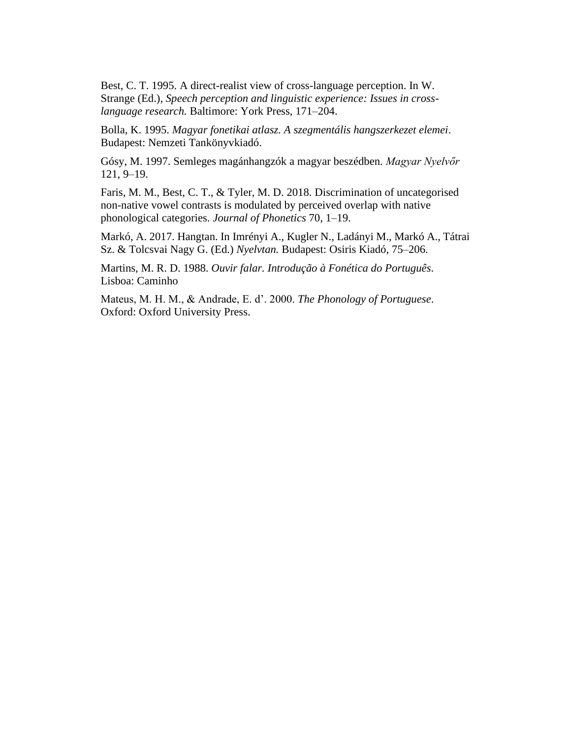Best, C. T. 1995. A direct-realist view of cross-language perception. In W. Strange (Ed.), *Speech perception and linguistic experience: Issues in cross-language research.* Baltimore: York Press, 171–204.

Bolla, K. 1995. *Magyar fonetikai atlasz. A szegmentális hangszerkezet elemei*. Budapest: Nemzeti Tankönyvkiadó.

Gósy, M. 1997. Semleges magánhangzók a magyar beszédben. *Magyar Nyelvőr* 121, 9–19.

Faris, M. M., Best, C. T., & Tyler, M. D. 2018. Discrimination of uncategorised non-native vowel contrasts is modulated by perceived overlap with native phonological categories. *Journal of Phonetics* 70, 1–19.

Markó, A. 2017. Hangtan. In Imrényi A., Kugler N., Ladányi M., Markó A., Tátrai Sz. & Tolcsvai Nagy G. (Ed.) *Nyelvtan.* Budapest: Osiris Kiadó, 75–206.

Martins, M. R. D. 1988. *Ouvir falar. Introdução à Fonética do Português*. Lisboa: Caminho

Mateus, M. H. M., & Andrade, E. d'. 2000. *The Phonology of Portuguese*. Oxford: Oxford University Press.